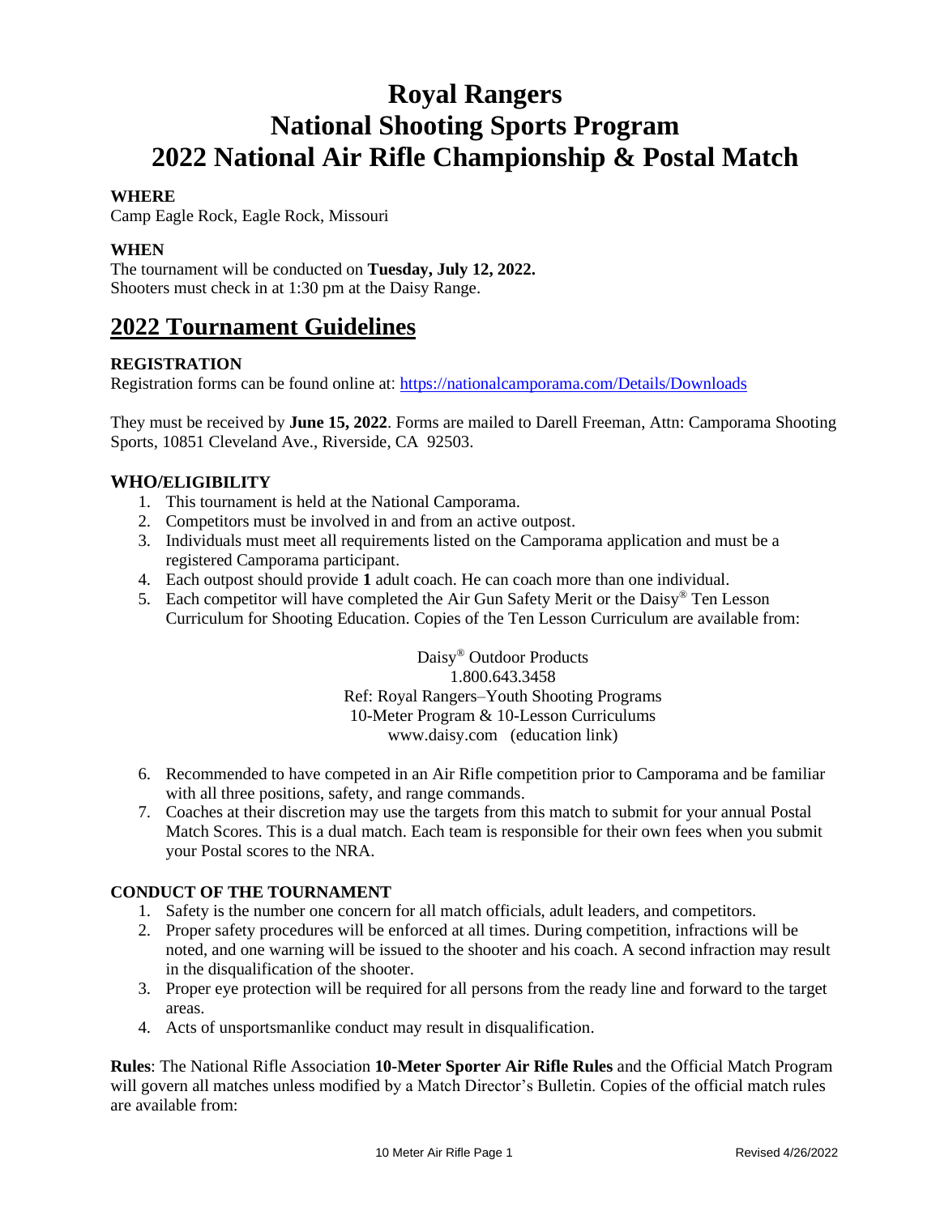# Royal Rangers
# National Shooting Sports Program
# 2022 National Air Rifle Championship & Postal Match

**WHERE**

Camp Eagle Rock, Eagle Rock, Missouri

**WHEN**

The tournament will be conducted on **Tuesday, July 12, 2022.**
Shooters must check in at 1:30 pm at the Daisy Range.

## 2022 Tournament Guidelines

**REGISTRATION**

Registration forms can be found online at: https://nationalcamporama.com/Details/Downloads

They must be received by **June 15, 2022**. Forms are mailed to Darell Freeman, Attn: Camporama Shooting Sports, 10851 Cleveland Ave., Riverside, CA 92503.

**WHO/ELIGIBILITY**

1. This tournament is held at the National Camporama.
2. Competitors must be involved in and from an active outpost.
3. Individuals must meet all requirements listed on the Camporama application and must be a registered Camporama participant.
4. Each outpost should provide **1** adult coach. He can coach more than one individual.
5. Each competitor will have completed the Air Gun Safety Merit or the Daisy® Ten Lesson Curriculum for Shooting Education. Copies of the Ten Lesson Curriculum are available from:

   Daisy® Outdoor Products
   1.800.643.3458
   Ref: Royal Rangers–Youth Shooting Programs
   10-Meter Program & 10-Lesson Curriculums
   www.daisy.com (education link)

6. Recommended to have competed in an Air Rifle competition prior to Camporama and be familiar with all three positions, safety, and range commands.
7. Coaches at their discretion may use the targets from this match to submit for your annual Postal Match Scores. This is a dual match. Each team is responsible for their own fees when you submit your Postal scores to the NRA.

**CONDUCT OF THE TOURNAMENT**

1. Safety is the number one concern for all match officials, adult leaders, and competitors.
2. Proper safety procedures will be enforced at all times. During competition, infractions will be noted, and one warning will be issued to the shooter and his coach. A second infraction may result in the disqualification of the shooter.
3. Proper eye protection will be required for all persons from the ready line and forward to the target areas.
4. Acts of unsportsmanlike conduct may result in disqualification.

**Rules**: The National Rifle Association **10-Meter Sporter Air Rifle Rules** and the Official Match Program will govern all matches unless modified by a Match Director's Bulletin. Copies of the official match rules are available from: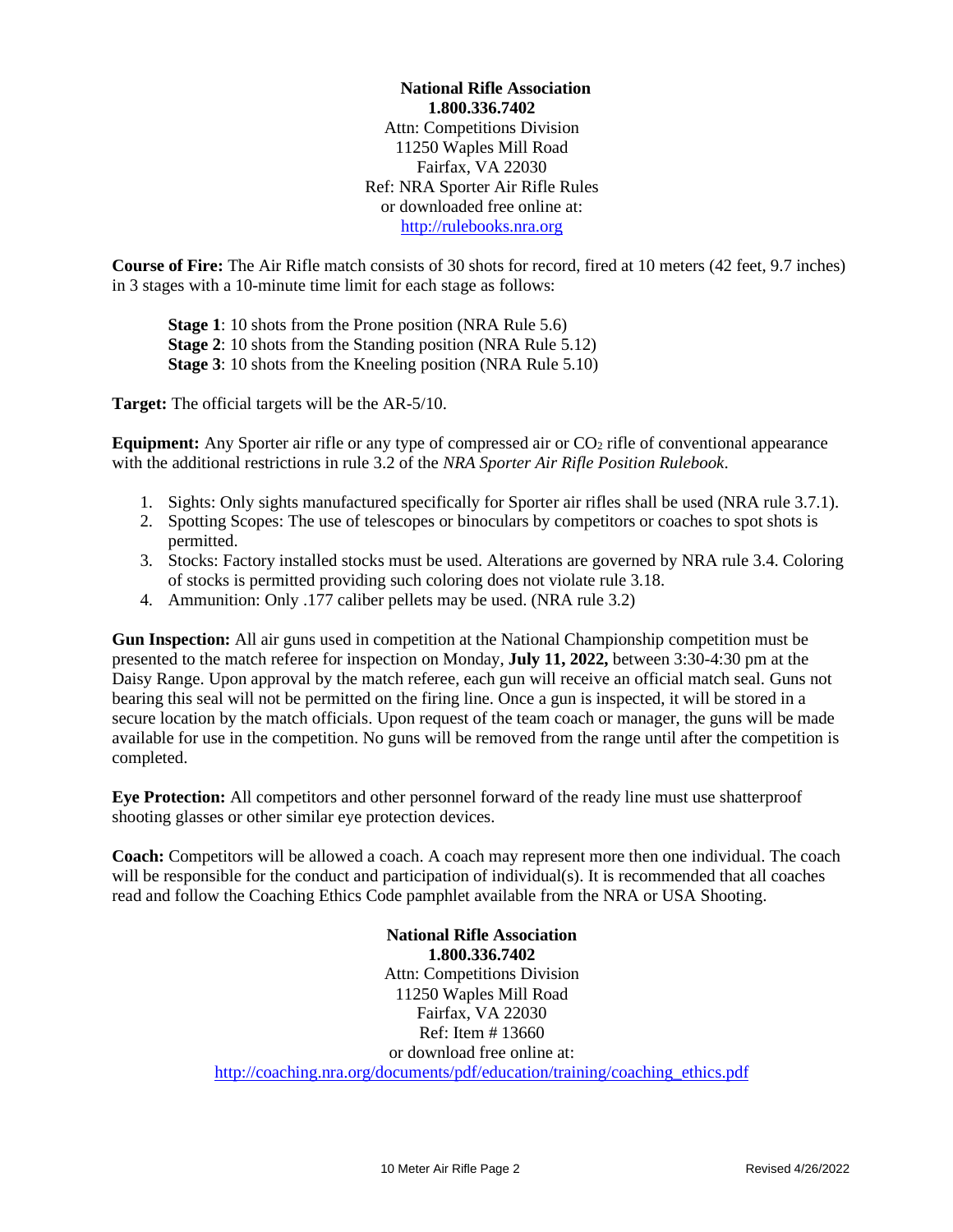**National Rifle Association**
**1.800.336.7402**
Attn: Competitions Division
11250 Waples Mill Road
Fairfax, VA 22030
Ref: NRA Sporter Air Rifle Rules
or downloaded free online at:
http://rulebooks.nra.org

**Course of Fire:** The Air Rifle match consists of 30 shots for record, fired at 10 meters (42 feet, 9.7 inches) in 3 stages with a 10-minute time limit for each stage as follows:

**Stage 1**: 10 shots from the Prone position (NRA Rule 5.6)
**Stage 2**: 10 shots from the Standing position (NRA Rule 5.12)
**Stage 3**: 10 shots from the Kneeling position (NRA Rule 5.10)

**Target:** The official targets will be the AR-5/10.

**Equipment:** Any Sporter air rifle or any type of compressed air or $CO_2$ rifle of conventional appearance with the additional restrictions in rule 3.2 of the *NRA Sporter Air Rifle Position Rulebook*.

1. Sights: Only sights manufactured specifically for Sporter air rifles shall be used (NRA rule 3.7.1).
2. Spotting Scopes: The use of telescopes or binoculars by competitors or coaches to spot shots is permitted.
3. Stocks: Factory installed stocks must be used. Alterations are governed by NRA rule 3.4. Coloring of stocks is permitted providing such coloring does not violate rule 3.18.
4. Ammunition: Only .177 caliber pellets may be used. (NRA rule 3.2)

**Gun Inspection:** All air guns used in competition at the National Championship competition must be presented to the match referee for inspection on Monday, **July 11, 2022,** between 3:30-4:30 pm at the Daisy Range. Upon approval by the match referee, each gun will receive an official match seal. Guns not bearing this seal will not be permitted on the firing line. Once a gun is inspected, it will be stored in a secure location by the match officials. Upon request of the team coach or manager, the guns will be made available for use in the competition. No guns will be removed from the range until after the competition is completed.

**Eye Protection:** All competitors and other personnel forward of the ready line must use shatterproof shooting glasses or other similar eye protection devices.

**Coach:** Competitors will be allowed a coach. A coach may represent more then one individual. The coach will be responsible for the conduct and participation of individual(s). It is recommended that all coaches read and follow the Coaching Ethics Code pamphlet available from the NRA or USA Shooting.

**National Rifle Association**
**1.800.336.7402**
Attn: Competitions Division
11250 Waples Mill Road
Fairfax, VA 22030
Ref: Item # 13660
or download free online at:
http://coaching.nra.org/documents/pdf/education/training/coaching_ethics.pdf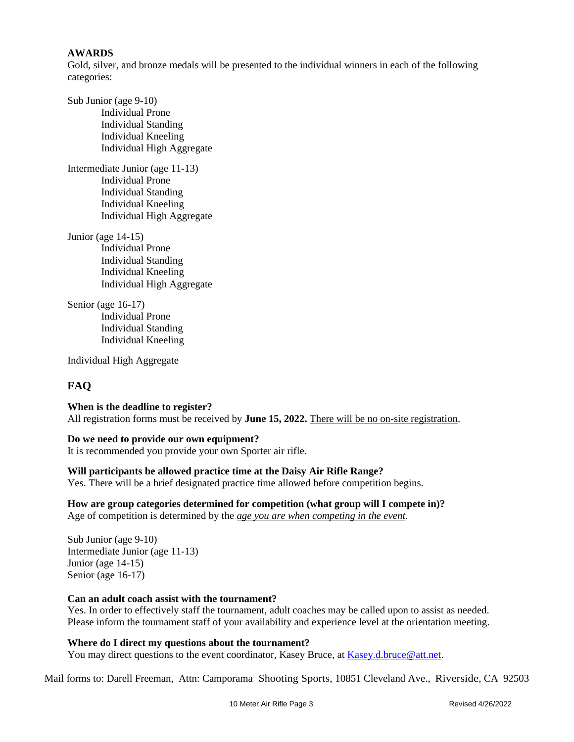**AWARDS**

Gold, silver, and bronze medals will be presented to the individual winners in each of the following categories:

Sub Junior (age 9-10)
- Individual Prone
- Individual Standing
- Individual Kneeling
- Individual High Aggregate

Intermediate Junior (age 11-13)
- Individual Prone
- Individual Standing
- Individual Kneeling
- Individual High Aggregate

Junior (age 14-15)
- Individual Prone
- Individual Standing
- Individual Kneeling
- Individual High Aggregate

Senior (age 16-17)
- Individual Prone
- Individual Standing
- Individual Kneeling

Individual High Aggregate

## FAQ

**When is the deadline to register?**
All registration forms must be received by **June 15, 2022.** There will be no on-site registration.

**Do we need to provide our own equipment?**
It is recommended you provide your own Sporter air rifle.

**Will participants be allowed practice time at the Daisy Air Rifle Range?**
Yes. There will be a brief designated practice time allowed before competition begins.

**How are group categories determined for competition (what group will I compete in)?**
Age of competition is determined by the *age you are when competing in the event*.

Sub Junior (age 9-10)
Intermediate Junior (age 11-13)
Junior (age 14-15)
Senior (age 16-17)

**Can an adult coach assist with the tournament?**
Yes. In order to effectively staff the tournament, adult coaches may be called upon to assist as needed. Please inform the tournament staff of your availability and experience level at the orientation meeting.

**Where do I direct my questions about the tournament?**
You may direct questions to the event coordinator, Kasey Bruce, at Kasey.d.bruce@att.net.

Mail forms to: Darell Freeman, Attn: Camporama Shooting Sports, 10851 Cleveland Ave., Riverside, CA 92503